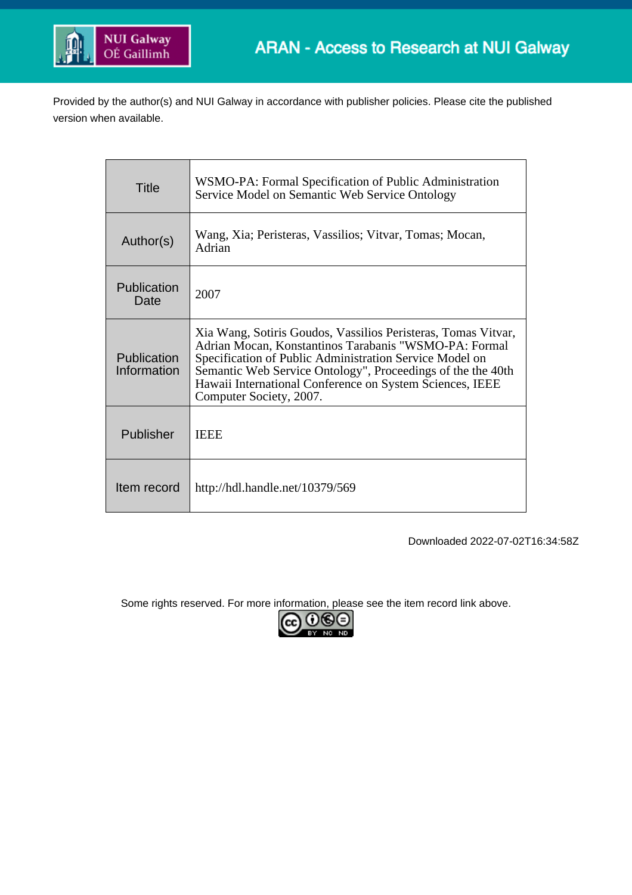ARAN - Access to Research at NUI Galway

Provided by the author(s) and NUI Galway in accordance with publisher policies. Please cite the published version when available.

| | |
|---|---|
| Title | WSMO-PA: Formal Specification of Public Administration Service Model on Semantic Web Service Ontology |
| Author(s) | Wang, Xia; Peristeras, Vassilios; Vitvar, Tomas; Mocan, Adrian |
| Publication Date | 2007 |
| Publication Information | Xia Wang, Sotiris Goudos, Vassilios Peristeras, Tomas Vitvar, Adrian Mocan, Konstantinos Tarabanis "WSMO-PA: Formal Specification of Public Administration Service Model on Semantic Web Service Ontology", Proceedings of the the 40th Hawaii International Conference on System Sciences, IEEE Computer Society, 2007. |
| Publisher | IEEE |
| Item record | http://hdl.handle.net/10379/569 |

Downloaded 2022-07-02T16:34:58Z

Some rights reserved. For more information, please see the item record link above.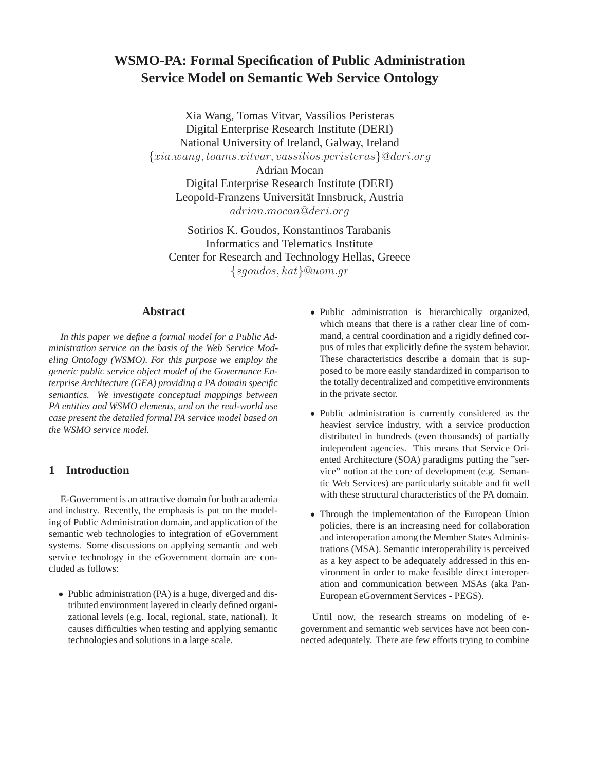# WSMO-PA: Formal Specification of Public Administration Service Model on Semantic Web Service Ontology

Xia Wang, Tomas Vitvar, Vassilios Peristeras
Digital Enterprise Research Institute (DERI)
National University of Ireland, Galway, Ireland
{xia.wang, toams.vitvar, vassilios.peristeras}@deri.org
Adrian Mocan
Digital Enterprise Research Institute (DERI)
Leopold-Franzens Universität Innsbruck, Austria
adrian.mocan@deri.org

Sotirios K. Goudos, Konstantinos Tarabanis
Informatics and Telematics Institute
Center for Research and Technology Hellas, Greece
{sgoudos, kat}@uom.gr

## Abstract

*In this paper we define a formal model for a Public Administration service on the basis of the Web Service Modeling Ontology (WSMO). For this purpose we employ the generic public service object model of the Governance Enterprise Architecture (GEA) providing a PA domain specific semantics. We investigate conceptual mappings between PA entities and WSMO elements, and on the real-world use case present the detailed formal PA service model based on the WSMO service model.*

## 1 Introduction

E-Government is an attractive domain for both academia and industry. Recently, the emphasis is put on the modeling of Public Administration domain, and application of the semantic web technologies to integration of eGovernment systems. Some discussions on applying semantic and web service technology in the eGovernment domain are concluded as follows:

- Public administration (PA) is a huge, diverged and distributed environment layered in clearly defined organizational levels (e.g. local, regional, state, national). It causes difficulties when testing and applying semantic technologies and solutions in a large scale.
- Public administration is hierarchically organized, which means that there is a rather clear line of command, a central coordination and a rigidly defined corpus of rules that explicitly define the system behavior. These characteristics describe a domain that is supposed to be more easily standardized in comparison to the totally decentralized and competitive environments in the private sector.
- Public administration is currently considered as the heaviest service industry, with a service production distributed in hundreds (even thousands) of partially independent agencies. This means that Service Oriented Architecture (SOA) paradigms putting the "service" notion at the core of development (e.g. Semantic Web Services) are particularly suitable and fit well with these structural characteristics of the PA domain.
- Through the implementation of the European Union policies, there is an increasing need for collaboration and interoperation among the Member States Administrations (MSA). Semantic interoperability is perceived as a key aspect to be adequately addressed in this environment in order to make feasible direct interoperation and communication between MSAs (aka Pan-European eGovernment Services - PEGS).

Until now, the research streams on modeling of e-government and semantic web services have not been connected adequately. There are few efforts trying to combine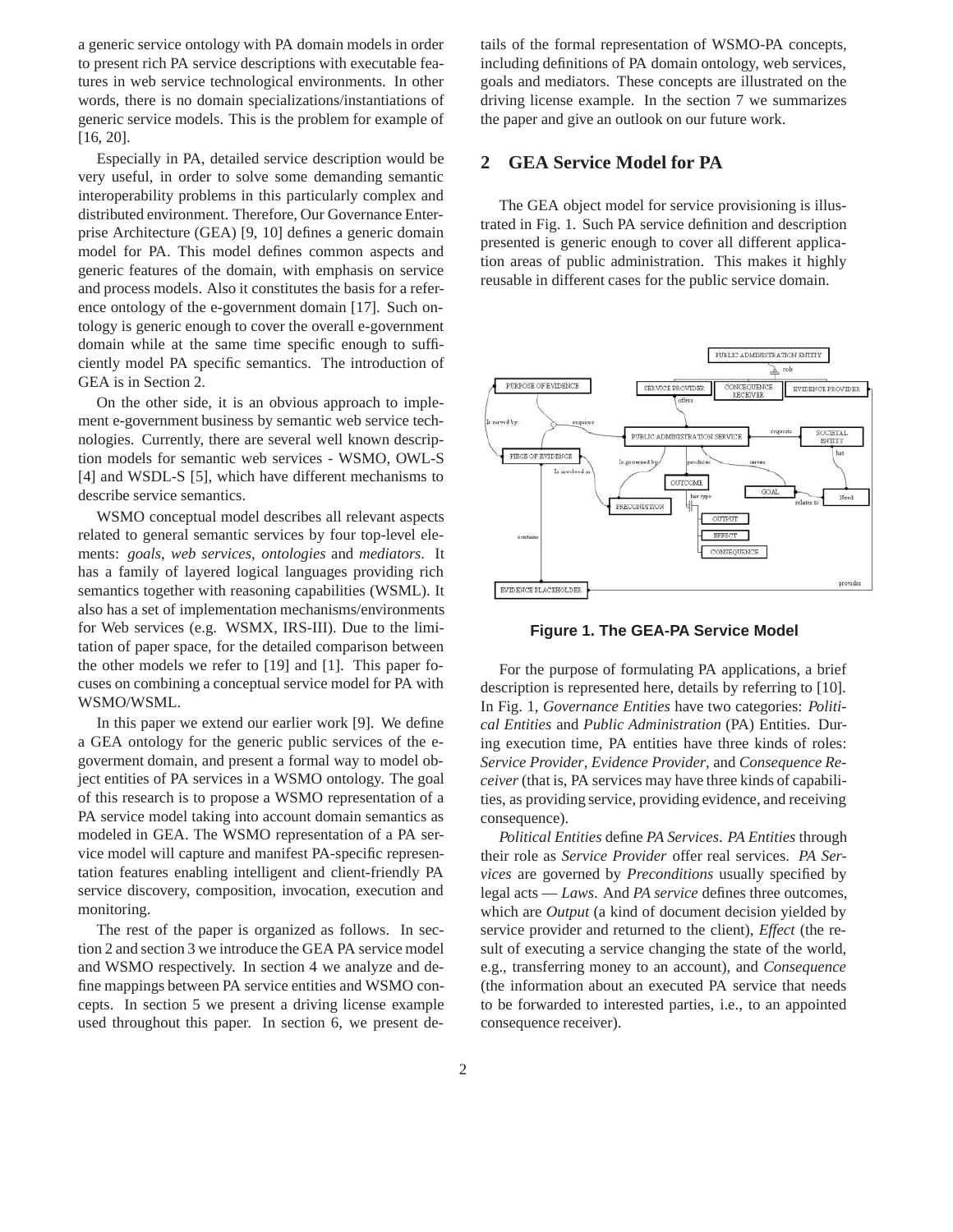a generic service ontology with PA domain models in order to present rich PA service descriptions with executable features in web service technological environments. In other words, there is no domain specializations/instantiations of generic service models. This is the problem for example of [16, 20].

Especially in PA, detailed service description would be very useful, in order to solve some demanding semantic interoperability problems in this particularly complex and distributed environment. Therefore, Our Governance Enterprise Architecture (GEA) [9, 10] defines a generic domain model for PA. This model defines common aspects and generic features of the domain, with emphasis on service and process models. Also it constitutes the basis for a reference ontology of the e-government domain [17]. Such ontology is generic enough to cover the overall e-government domain while at the same time specific enough to sufficiently model PA specific semantics. The introduction of GEA is in Section 2.

On the other side, it is an obvious approach to implement e-government business by semantic web service technologies. Currently, there are several well known description models for semantic web services - WSMO, OWL-S [4] and WSDL-S [5], which have different mechanisms to describe service semantics.

WSMO conceptual model describes all relevant aspects related to general semantic services by four top-level elements: *goals*, *web services*, *ontologies* and *mediators*. It has a family of layered logical languages providing rich semantics together with reasoning capabilities (WSML). It also has a set of implementation mechanisms/environments for Web services (e.g. WSMX, IRS-III). Due to the limitation of paper space, for the detailed comparison between the other models we refer to [19] and [1]. This paper focuses on combining a conceptual service model for PA with WSMO/WSML.

In this paper we extend our earlier work [9]. We define a GEA ontology for the generic public services of the e-goverment domain, and present a formal way to model object entities of PA services in a WSMO ontology. The goal of this research is to propose a WSMO representation of a PA service model taking into account domain semantics as modeled in GEA. The WSMO representation of a PA service model will capture and manifest PA-specific representation features enabling intelligent and client-friendly PA service discovery, composition, invocation, execution and monitoring.

The rest of the paper is organized as follows. In section 2 and section 3 we introduce the GEA PA service model and WSMO respectively. In section 4 we analyze and define mappings between PA service entities and WSMO concepts. In section 5 we present a driving license example used throughout this paper. In section 6, we present details of the formal representation of WSMO-PA concepts, including definitions of PA domain ontology, web services, goals and mediators. These concepts are illustrated on the driving license example. In the section 7 we summarizes the paper and give an outlook on our future work.

## 2 GEA Service Model for PA

The GEA object model for service provisioning is illustrated in Fig. 1. Such PA service definition and description presented is generic enough to cover all different application areas of public administration. This makes it highly reusable in different cases for the public service domain.

**Figure 1. The GEA-PA Service Model**

For the purpose of formulating PA applications, a brief description is represented here, details by referring to [10]. In Fig. 1, *Governance Entities* have two categories: *Political Entities* and *Public Administration* (PA) Entities. During execution time, PA entities have three kinds of roles: *Service Provider*, *Evidence Provider*, and *Consequence Receiver* (that is, PA services may have three kinds of capabilities, as providing service, providing evidence, and receiving consequence).

*Political Entities* define *PA Services*. *PA Entities* through their role as *Service Provider* offer real services. *PA Services* are governed by *Preconditions* usually specified by legal acts — *Laws*. And *PA service* defines three outcomes, which are *Output* (a kind of document decision yielded by service provider and returned to the client), *Effect* (the result of executing a service changing the state of the world, e.g., transferring money to an account), and *Consequence* (the information about an executed PA service that needs to be forwarded to interested parties, i.e., to an appointed consequence receiver).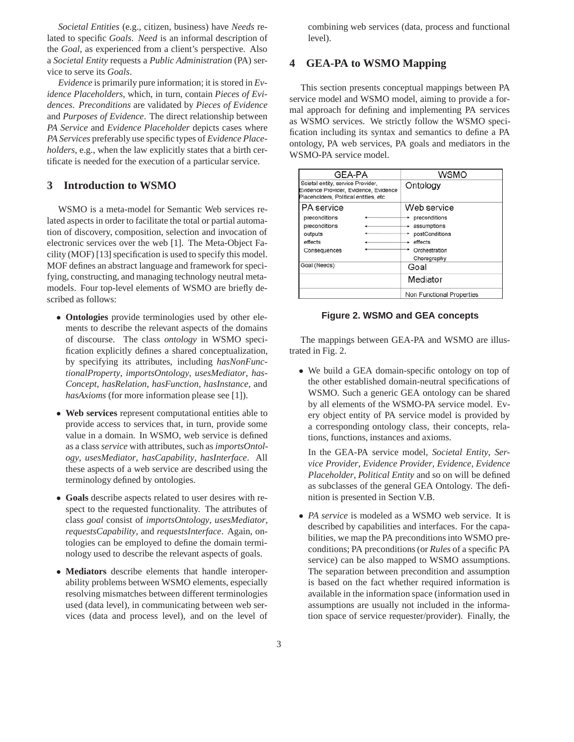*Societal Entities* (e.g., citizen, business) have *Needs* related to specific *Goals*. *Need* is an informal description of the *Goal*, as experienced from a client's perspective. Also a *Societal Entity* requests a *Public Administration* (PA) service to serve its *Goals*.

*Evidence* is primarily pure information; it is stored in *Evidence Placeholders*, which, in turn, contain *Pieces of Evidences*. *Preconditions* are validated by *Pieces of Evidence* and *Purposes of Evidence*. The direct relationship between *PA Service* and *Evidence Placeholder* depicts cases where *PA Services* preferably use specific types of *Evidence Placeholders*, e.g., when the law explicitly states that a birth certificate is needed for the execution of a particular service.

## 3 Introduction to WSMO

WSMO is a meta-model for Semantic Web services related aspects in order to facilitate the total or partial automation of discovery, composition, selection and invocation of electronic services over the web [1]. The Meta-Object Facility (MOF) [13] specification is used to specify this model. MOF defines an abstract language and framework for specifying, constructing, and managing technology neutral metamodels. Four top-level elements of WSMO are briefly described as follows:

- **Ontologies** provide terminologies used by other elements to describe the relevant aspects of the domains of discourse. The class *ontology* in WSMO specification explicitly defines a shared conceptualization, by specifying its attributes, including *hasNonFunctionalProperty*, *importsOntology*, *usesMediator*, *hasConcept*, *hasRelation*, *hasFunction*, *hasInstance*, and *hasAxioms* (for more information please see [1]).

- **Web services** represent computational entities able to provide access to services that, in turn, provide some value in a domain. In WSMO, web service is defined as a class *service* with attributes, such as *importsOntology*, *usesMediator*, *hasCapability*, *hasInterface*. All these aspects of a web service are described using the terminology defined by ontologies.

- **Goals** describe aspects related to user desires with respect to the requested functionality. The attributes of class *goal* consist of *importsOntology*, *usesMediator*, *requestsCapability*, and *requestsInterface*. Again, ontologies can be employed to define the domain terminology used to describe the relevant aspects of goals.

- **Mediators** describe elements that handle interoperability problems between WSMO elements, especially resolving mismatches between different terminologies used (data level), in communicating between web services (data and process level), and on the level of combining web services (data, process and functional level).

## 4 GEA-PA to WSMO Mapping

This section presents conceptual mappings between PA service model and WSMO model, aiming to provide a formal approach for defining and implementing PA services as WSMO services. We strictly follow the WSMO specification including its syntax and semantics to define a PA ontology, PA web services, PA goals and mediators in the WSMO-PA service model.

| GEA-PA | WSMO |
|---|---|
| Scietal entity, service Provider, Evidence Provider, Evidence, Evidence Placeholders, Political entities, etc | Ontology |
| PA service | Web service |
| preconditions ⟷ | preconditions |
| preconditions ⟷ | assumptions |
| outputs ⟷ | postConditions |
| effects ⟷ | effects |
| Consequences ⟷ | Orchestration |
| | Choregraphy |
| Goal (Needs) | Goal |
| | Mediator |
| | Non Functional Properties |

**Figure 2. WSMO and GEA concepts**

The mappings between GEA-PA and WSMO are illustrated in Fig. 2.

- We build a GEA domain-specific ontology on top of the other established domain-neutral specifications of WSMO. Such a generic GEA ontology can be shared by all elements of the WSMO-PA service model. Every object entity of PA service model is provided by a corresponding ontology class, their concepts, relations, functions, instances and axioms.

  In the GEA-PA service model, *Societal Entity*, *Service Provider*, *Evidence Provider*, *Evidence*, *Evidence Placeholder*, *Political Entity* and so on will be defined as subclasses of the general GEA Ontology. The definition is presented in Section V.B.

- *PA service* is modeled as a WSMO web service. It is described by capabilities and interfaces. For the capabilities, we map the PA preconditions into WSMO preconditions; PA preconditions (or *Rules* of a specific PA service) can be also mapped to WSMO assumptions. The separation between precondition and assumption is based on the fact whether required information is available in the information space (information used in assumptions are usually not included in the information space of service requester/provider). Finally, the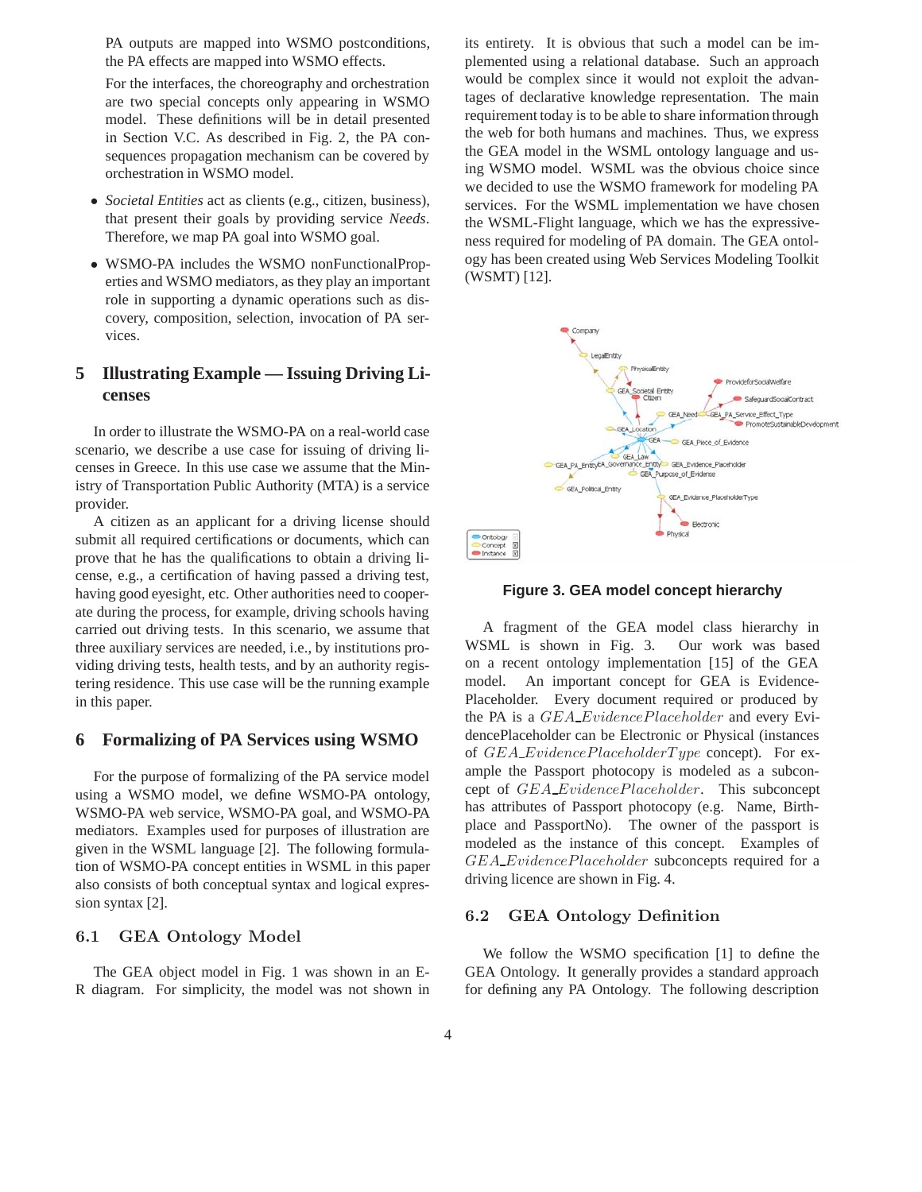PA outputs are mapped into WSMO postconditions, the PA effects are mapped into WSMO effects.

For the interfaces, the choreography and orchestration are two special concepts only appearing in WSMO model. These definitions will be in detail presented in Section V.C. As described in Fig. 2, the PA consequences propagation mechanism can be covered by orchestration in WSMO model.

- *Societal Entities* act as clients (e.g., citizen, business), that present their goals by providing service *Needs*. Therefore, we map PA goal into WSMO goal.
- WSMO-PA includes the WSMO nonFunctionalProperties and WSMO mediators, as they play an important role in supporting a dynamic operations such as discovery, composition, selection, invocation of PA services.

## 5 Illustrating Example — Issuing Driving Licenses

In order to illustrate the WSMO-PA on a real-world case scenario, we describe a use case for issuing of driving licenses in Greece. In this use case we assume that the Ministry of Transportation Public Authority (MTA) is a service provider.

A citizen as an applicant for a driving license should submit all required certifications or documents, which can prove that he has the qualifications to obtain a driving license, e.g., a certification of having passed a driving test, having good eyesight, etc. Other authorities need to cooperate during the process, for example, driving schools having carried out driving tests. In this scenario, we assume that three auxiliary services are needed, i.e., by institutions providing driving tests, health tests, and by an authority registering residence. This use case will be the running example in this paper.

## 6 Formalizing of PA Services using WSMO

For the purpose of formalizing of the PA service model using a WSMO model, we define WSMO-PA ontology, WSMO-PA web service, WSMO-PA goal, and WSMO-PA mediators. Examples used for purposes of illustration are given in the WSML language [2]. The following formulation of WSMO-PA concept entities in WSML in this paper also consists of both conceptual syntax and logical expression syntax [2].

### 6.1 GEA Ontology Model

The GEA object model in Fig. 1 was shown in an E-R diagram. For simplicity, the model was not shown in its entirety. It is obvious that such a model can be implemented using a relational database. Such an approach would be complex since it would not exploit the advantages of declarative knowledge representation. The main requirement today is to be able to share information through the web for both humans and machines. Thus, we express the GEA model in the WSML ontology language and using WSMO model. WSML was the obvious choice since we decided to use the WSMO framework for modeling PA services. For the WSML implementation we have chosen the WSML-Flight language, which we has the expressiveness required for modeling of PA domain. The GEA ontology has been created using Web Services Modeling Toolkit (WSMT) [12].

**Figure 3. GEA model concept hierarchy**

A fragment of the GEA model class hierarchy in WSML is shown in Fig. 3. Our work was based on a recent ontology implementation [15] of the GEA model. An important concept for GEA is EvidencePlaceholder. Every document required or produced by the PA is a $GEA\_EvidencePlaceholder$ and every EvidencePlaceholder can be Electronic or Physical (instances of $GEA\_EvidencePlaceholderType$ concept). For example the Passport photocopy is modeled as a subconcept of $GEA\_EvidencePlaceholder$. This subconcept has attributes of Passport photocopy (e.g. Name, Birthplace and PassportNo). The owner of the passport is modeled as the instance of this concept. Examples of $GEA\_EvidencePlaceholder$ subconcepts required for a driving licence are shown in Fig. 4.

### 6.2 GEA Ontology Definition

We follow the WSMO specification [1] to define the GEA Ontology. It generally provides a standard approach for defining any PA Ontology. The following description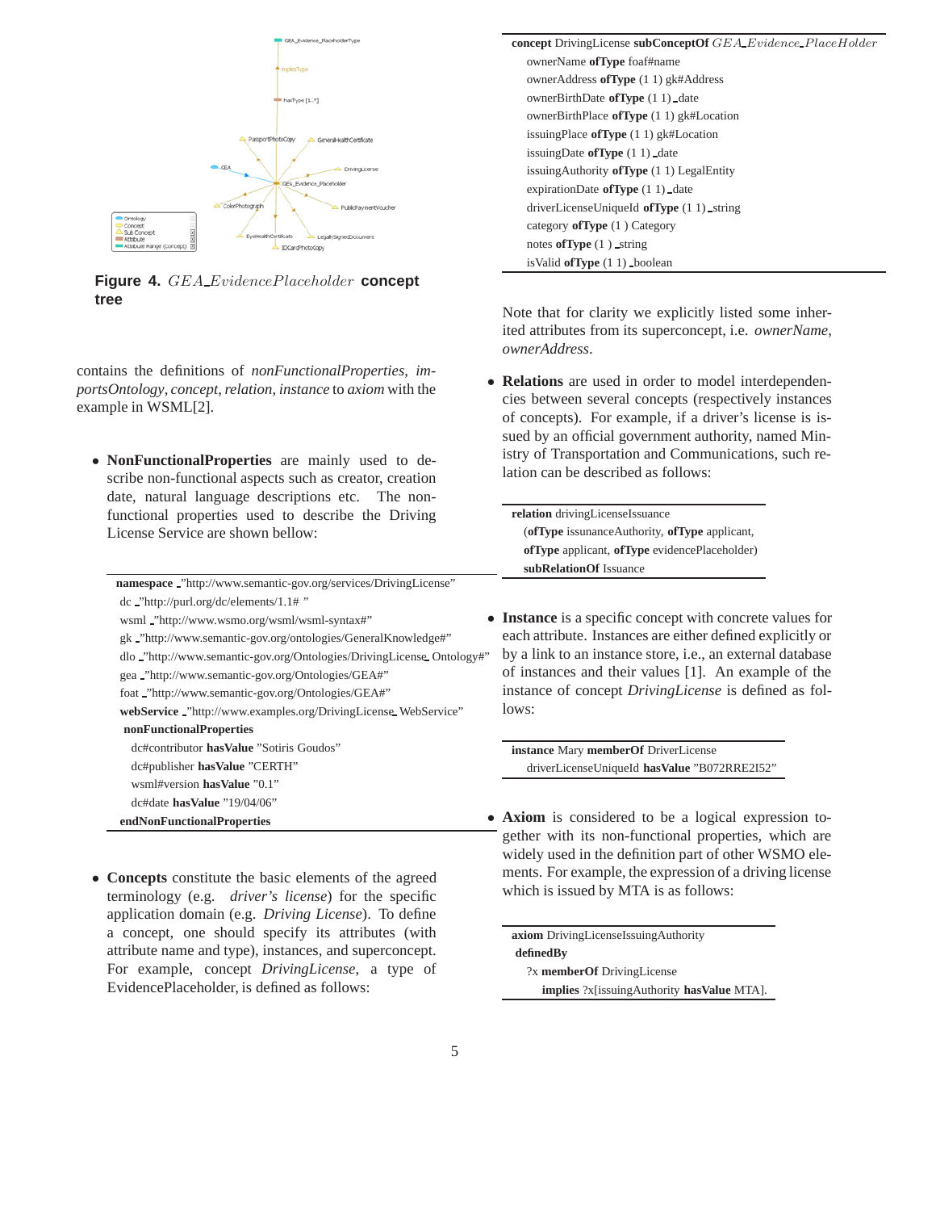Figure 4. $GEA\_EvidencePlaceholder$ **concept tree**

contains the definitions of *nonFunctionalProperties*, *importsOntology*, *concept*, *relation*, *instance* to *axiom* with the example in WSML[2].

- **NonFunctionalProperties** are mainly used to describe non-functional aspects such as creator, creation date, natural language descriptions etc. The non-functional properties used to describe the Driving License Service are shown bellow:

```
namespace _"http://www.semantic-gov.org/services/DrivingLicense"
 dc _"http://purl.org/dc/elements/1.1# "
 wsml _"http://www.wsmo.org/wsml/wsml-syntax#"
 gk _"http://www.semantic-gov.org/ontologies/GeneralKnowledge#"
 dlo _"http://www.semantic-gov.org/Ontologies/DrivingLicense_Ontology#"
 gea _"http://www.semantic-gov.org/Ontologies/GEA#"
 foat _"http://www.semantic-gov.org/Ontologies/GEA#"
 webService _"http://www.examples.org/DrivingLicense_WebService"
  nonFunctionalProperties
   dc#contributor hasValue "Sotiris Goudos"
   dc#publisher hasValue "CERTH"
   wsml#version hasValue "0.1"
   dc#date hasValue "19/04/06"
 endNonFunctionalProperties
```

- **Concepts** constitute the basic elements of the agreed terminology (e.g. *driver's license*) for the specific application domain (e.g. *Driving License*). To define a concept, one should specify its attributes (with attribute name and type), instances, and superconcept. For example, concept *DrivingLicense*, a type of EvidencePlaceholder, is defined as follows:

```
concept DrivingLicense subConceptOf GEA_Evidence_PlaceHolder
  ownerName ofType foaf#name
  ownerAddress ofType (1 1) gk#Address
  ownerBirthDate ofType (1 1) _date
  ownerBirthPlace ofType (1 1) gk#Location
  issuingPlace ofType (1 1) gk#Location
  issuingDate ofType (1 1) _date
  issuingAuthority ofType (1 1) LegalEntity
  expirationDate ofType (1 1) _date
  driverLicenseUniqueId ofType (1 1) _string
  category ofType (1 ) Category
  notes ofType (1 ) _string
  isValid ofType (1 1) _boolean
```

Note that for clarity we explicitly listed some inherited attributes from its superconcept, i.e. *ownerName*, *ownerAddress*.

- **Relations** are used in order to model interdependencies between several concepts (respectively instances of concepts). For example, if a driver's license is issued by an official government authority, named Ministry of Transportation and Communications, such relation can be described as follows:

```
relation drivingLicenseIssuance
  (ofType issunanceAuthority, ofType applicant,
  ofType applicant, ofType evidencePlaceholder)
  subRelationOf Issuance
```

- **Instance** is a specific concept with concrete values for each attribute. Instances are either defined explicitly or by a link to an instance store, i.e., an external database of instances and their values [1]. An example of the instance of concept *DrivingLicense* is defined as follows:

```
instance Mary memberOf DriverLicense
  driverLicenseUniqueId hasValue "B072RRE2I52"
```

- **Axiom** is considered to be a logical expression together with its non-functional properties, which are widely used in the definition part of other WSMO elements. For example, the expression of a driving license which is issued by MTA is as follows:

```
axiom DrivingLicenseIssuingAuthority
 definedBy
   ?x memberOf DrivingLicense
     implies ?x[issuingAuthority hasValue MTA].
```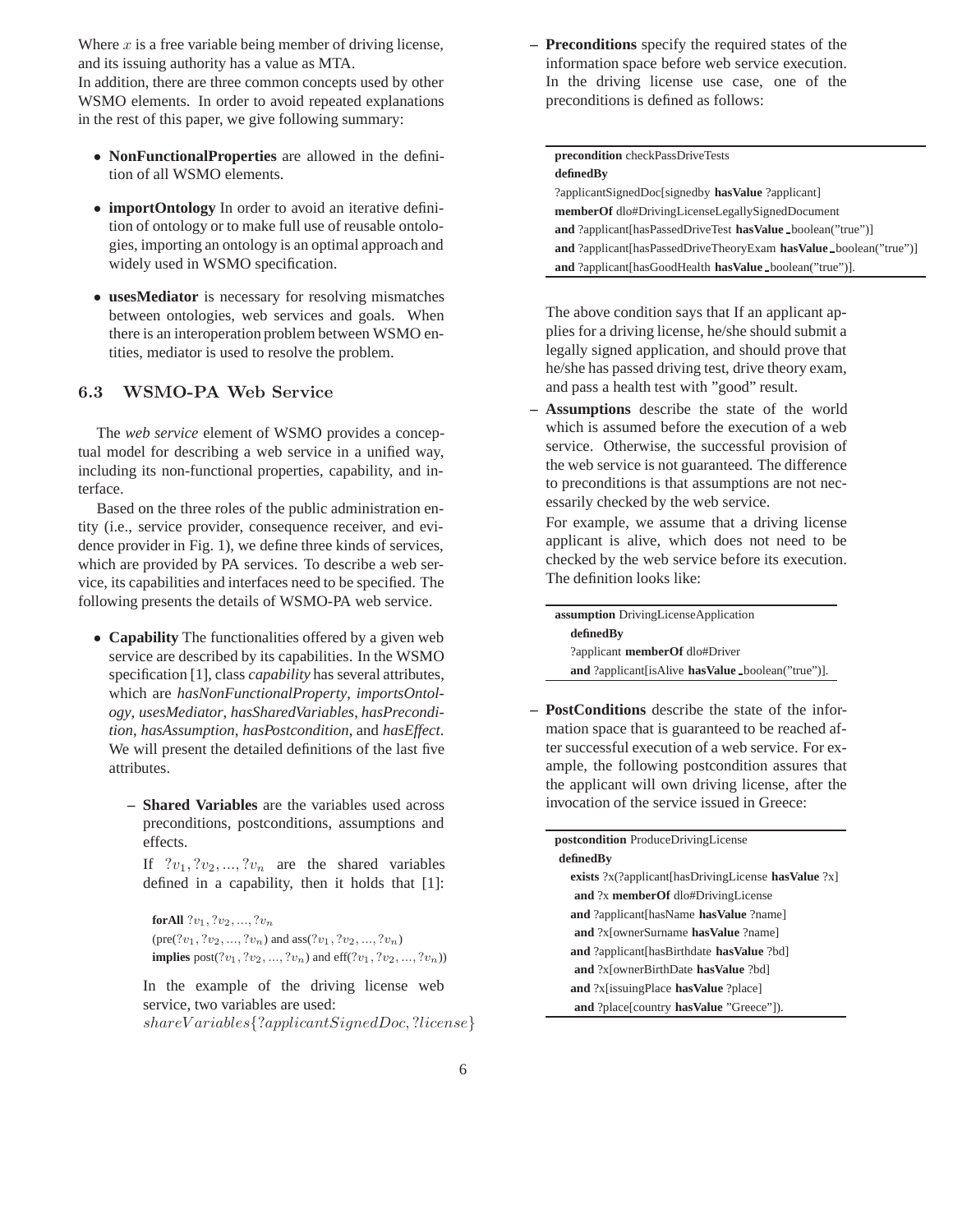Where $x$ is a free variable being member of driving license, and its issuing authority has a value as MTA.

In addition, there are three common concepts used by other WSMO elements. In order to avoid repeated explanations in the rest of this paper, we give following summary:

- **NonFunctionalProperties** are allowed in the definition of all WSMO elements.
- **importOntology** In order to avoid an iterative definition of ontology or to make full use of reusable ontologies, importing an ontology is an optimal approach and widely used in WSMO specification.
- **usesMediator** is necessary for resolving mismatches between ontologies, web services and goals. When there is an interoperation problem between WSMO entities, mediator is used to resolve the problem.

### 6.3 WSMO-PA Web Service

The *web service* element of WSMO provides a conceptual model for describing a web service in a unified way, including its non-functional properties, capability, and interface.

Based on the three roles of the public administration entity (i.e., service provider, consequence receiver, and evidence provider in Fig. 1), we define three kinds of services, which are provided by PA services. To describe a web service, its capabilities and interfaces need to be specified. The following presents the details of WSMO-PA web service.

- **Capability** The functionalities offered by a given web service are described by its capabilities. In the WSMO specification [1], class *capability* has several attributes, which are *hasNonFunctionalProperty*, *importsOntology*, *usesMediator*, *hasSharedVariables*, *hasPrecondition*, *hasAssumption*, *hasPostcondition*, and *hasEffect*. We will present the detailed definitions of the last five attributes.
  - **Shared Variables** are the variables used across preconditions, postconditions, assumptions and effects.

    If $?v_1, ?v_2, ..., ?v_n$ are the shared variables defined in a capability, then it holds that [1]:

    **forAll** $?v_1, ?v_2, ..., ?v_n$
    (pre($?v_1, ?v_2, ..., ?v_n$) and ass($?v_1, ?v_2, ..., ?v_n$)
    **implies** post($?v_1, ?v_2, ..., ?v_n$) and eff($?v_1, ?v_2, ..., ?v_n$))

    In the example of the driving license web service, two variables are used:
    $shareVariables\{?applicantSignedDoc, ?license\}$
  - **Preconditions** specify the required states of the information space before web service execution. In the driving license use case, one of the preconditions is defined as follows:

```
precondition checkPassDriveTests
definedBy
?applicantSignedDoc[signedby hasValue ?applicant]
memberOf dlo#DrivingLicenseLegallySignedDocument
and ?applicant[hasPassedDriveTest hasValue _boolean("true")]
and ?applicant[hasPassedDriveTheoryExam hasValue _boolean("true")]
and ?applicant[hasGoodHealth hasValue _boolean("true")].
```

    The above condition says that If an applicant applies for a driving license, he/she should submit a legally signed application, and should prove that he/she has passed driving test, drive theory exam, and pass a health test with "good" result.
  - **Assumptions** describe the state of the world which is assumed before the execution of a web service. Otherwise, the successful provision of the web service is not guaranteed. The difference to preconditions is that assumptions are not necessarily checked by the web service.

    For example, we assume that a driving license applicant is alive, which does not need to be checked by the web service before its execution. The definition looks like:

```
assumption DrivingLicenseApplication
  definedBy
  ?applicant memberOf dlo#Driver
  and ?applicant[isAlive hasValue _boolean("true")].
```

  - **PostConditions** describe the state of the information space that is guaranteed to be reached after successful execution of a web service. For example, the following postcondition assures that the applicant will own driving license, after the invocation of the service issued in Greece:

```
postcondition ProduceDrivingLicense
 definedBy
  exists ?x(?applicant[hasDrivingLicense hasValue ?x]
   and ?x memberOf dlo#DrivingLicense
  and ?applicant[hasName hasValue ?name]
   and ?x[ownerSurname hasValue ?name]
  and ?applicant[hasBirthdate hasValue ?bd]
   and ?x[ownerBirthDate hasValue ?bd]
  and ?x[issuingPlace hasValue ?place]
   and ?place[country hasValue "Greece"]).
```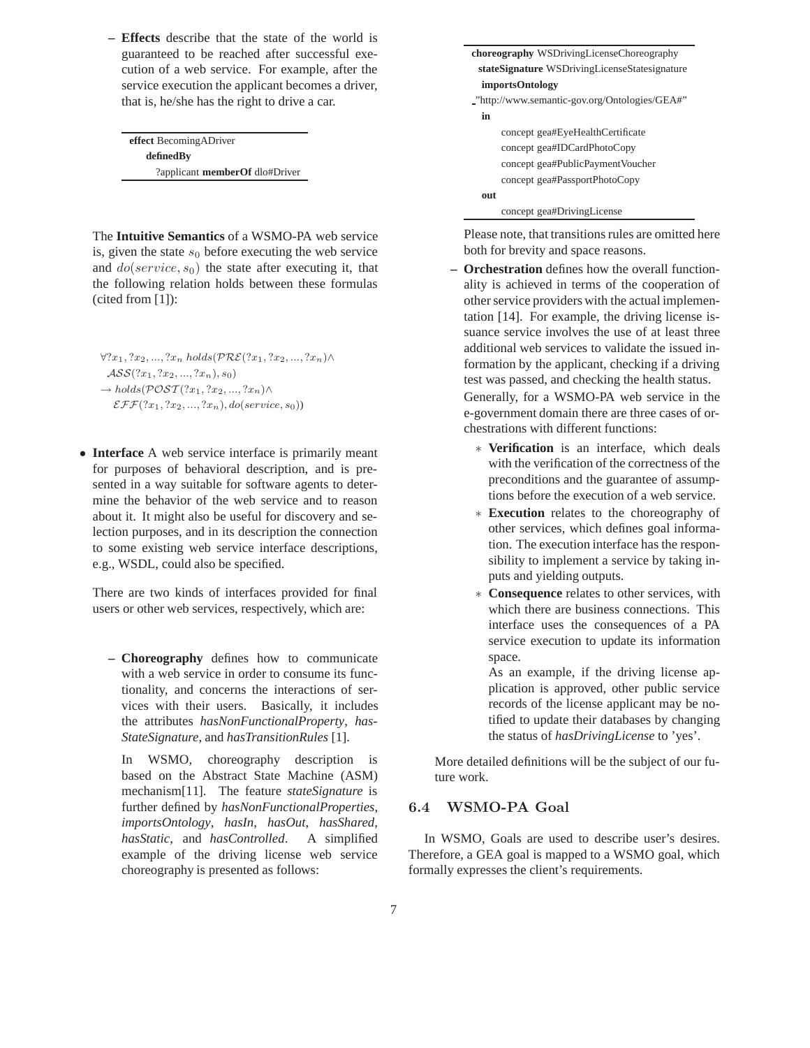– **Effects** describe that the state of the world is guaranteed to be reached after successful execution of a web service. For example, after the service execution the applicant becomes a driver, that is, he/she has the right to drive a car.

```
effect BecomingADriver
   definedBy
      ?applicant memberOf dlo#Driver
```

The **Intuitive Semantics** of a WSMO-PA web service is, given the state $s_0$ before executing the web service and $do(service, s_0)$ the state after executing it, that the following relation holds between these formulas (cited from [1]):

$$\forall ?x_1, ?x_2, ..., ?x_n \; holds(\mathcal{PRE}(?x_1, ?x_2, ..., ?x_n) \wedge \mathcal{ASS}(?x_1, ?x_2, ..., ?x_n), s_0) \rightarrow holds(\mathcal{POST}(?x_1, ?x_2, ..., ?x_n) \wedge \mathcal{EFF}(?x_1, ?x_2, ..., ?x_n), do(service, s_0))$$

- **Interface** A web service interface is primarily meant for purposes of behavioral description, and is presented in a way suitable for software agents to determine the behavior of the web service and to reason about it. It might also be useful for discovery and selection purposes, and in its description the connection to some existing web service interface descriptions, e.g., WSDL, could also be specified.

  There are two kinds of interfaces provided for final users or other web services, respectively, which are:

  – **Choreography** defines how to communicate with a web service in order to consume its functionality, and concerns the interactions of services with their users. Basically, it includes the attributes *hasNonFunctionalProperty*, *hasStateSignature*, and *hasTransitionRules* [1].

    In WSMO, choreography description is based on the Abstract State Machine (ASM) mechanism[11]. The feature *stateSignature* is further defined by *hasNonFunctionalProperties*, *importsOntology*, *hasIn*, *hasOut*, *hasShared*, *hasStatic*, and *hasControlled*. A simplified example of the driving license web service choreography is presented as follows:

```
choreography WSDrivingLicenseChoreography
  stateSignature WSDrivingLicenseStatesignature
   importsOntology
 _"http://www.semantic-gov.org/Ontologies/GEA#"
   in
      concept gea#EyeHealthCertificate
      concept gea#IDCardPhotoCopy
      concept gea#PublicPaymentVoucher
      concept gea#PassportPhotoCopy
   out
      concept gea#DrivingLicense
```

  Please note, that transitions rules are omitted here both for brevity and space reasons.

  – **Orchestration** defines how the overall functionality is achieved in terms of the cooperation of other service providers with the actual implementation [14]. For example, the driving license issuance service involves the use of at least three additional web services to validate the issued information by the applicant, checking if a driving test was passed, and checking the health status.

    Generally, for a WSMO-PA web service in the e-government domain there are three cases of orchestrations with different functions:

    * **Verification** is an interface, which deals with the verification of the correctness of the preconditions and the guarantee of assumptions before the execution of a web service.
    * **Execution** relates to the choreography of other services, which defines goal information. The execution interface has the responsibility to implement a service by taking inputs and yielding outputs.
    * **Consequence** relates to other services, with which there are business connections. This interface uses the consequences of a PA service execution to update its information space.

      As an example, if the driving license application is approved, other public service records of the license applicant may be notified to update their databases by changing the status of *hasDrivingLicense* to 'yes'.

  More detailed definitions will be the subject of our future work.

### 6.4 WSMO-PA Goal

In WSMO, Goals are used to describe user's desires. Therefore, a GEA goal is mapped to a WSMO goal, which formally expresses the client's requirements.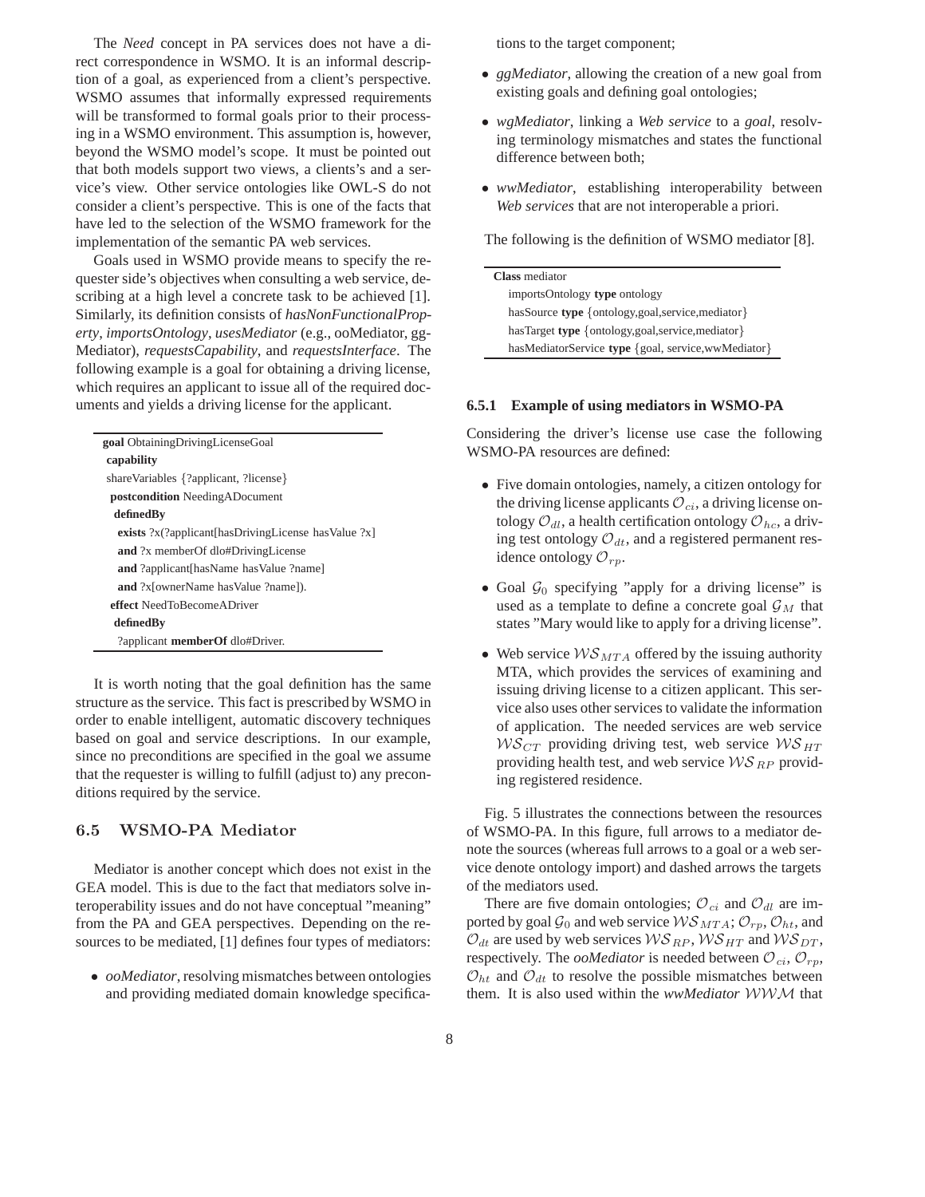The *Need* concept in PA services does not have a direct correspondence in WSMO. It is an informal description of a goal, as experienced from a client's perspective. WSMO assumes that informally expressed requirements will be transformed to formal goals prior to their processing in a WSMO environment. This assumption is, however, beyond the WSMO model's scope. It must be pointed out that both models support two views, a clients's and a service's view. Other service ontologies like OWL-S do not consider a client's perspective. This is one of the facts that have led to the selection of the WSMO framework for the implementation of the semantic PA web services.

Goals used in WSMO provide means to specify the requester side's objectives when consulting a web service, describing at a high level a concrete task to be achieved [1]. Similarly, its definition consists of *hasNonFunctionalProperty*, *importsOntology*, *usesMediator* (e.g., ooMediator, ggMediator), *requestsCapability*, and *requestsInterface*. The following example is a goal for obtaining a driving license, which requires an applicant to issue all of the required documents and yields a driving license for the applicant.

```
goal ObtainingDrivingLicenseGoal
 capability
 shareVariables {?applicant, ?license}
  postcondition NeedingADocument
   definedBy
    exists ?x(?applicant[hasDrivingLicense hasValue ?x]
    and ?x memberOf dlo#DrivingLicense
    and ?applicant[hasName hasValue ?name]
    and ?x[ownerName hasValue ?name]).
  effect NeedToBecomeADriver
   definedBy
    ?applicant memberOf dlo#Driver.
```

It is worth noting that the goal definition has the same structure as the service. This fact is prescribed by WSMO in order to enable intelligent, automatic discovery techniques based on goal and service descriptions. In our example, since no preconditions are specified in the goal we assume that the requester is willing to fulfill (adjust to) any preconditions required by the service.

## 6.5 WSMO-PA Mediator

Mediator is another concept which does not exist in the GEA model. This is due to the fact that mediators solve interoperability issues and do not have conceptual "meaning" from the PA and GEA perspectives. Depending on the resources to be mediated, [1] defines four types of mediators:

- *ooMediator*, resolving mismatches between ontologies and providing mediated domain knowledge specifications to the target component;
- *ggMediator*, allowing the creation of a new goal from existing goals and defining goal ontologies;
- *wgMediator*, linking a *Web service* to a *goal*, resolving terminology mismatches and states the functional difference between both;
- *wwMediator*, establishing interoperability between *Web services* that are not interoperable a priori.

The following is the definition of WSMO mediator [8].

```
Class mediator
  importsOntology type ontology
  hasSource type {ontology,goal,service,mediator}
  hasTarget type {ontology,goal,service,mediator}
  hasMediatorService type {goal, service,wwMediator}
```

### 6.5.1 Example of using mediators in WSMO-PA

Considering the driver's license use case the following WSMO-PA resources are defined:

- Five domain ontologies, namely, a citizen ontology for the driving license applicants $\mathcal{O}_{ci}$, a driving license ontology $\mathcal{O}_{dl}$, a health certification ontology $\mathcal{O}_{hc}$, a driving test ontology $\mathcal{O}_{dt}$, and a registered permanent residence ontology $\mathcal{O}_{rp}$.
- Goal $\mathcal{G}_0$ specifying "apply for a driving license" is used as a template to define a concrete goal $\mathcal{G}_M$ that states "Mary would like to apply for a driving license".
- Web service $\mathcal{WS}_{MTA}$ offered by the issuing authority MTA, which provides the services of examining and issuing driving license to a citizen applicant. This service also uses other services to validate the information of application. The needed services are web service $\mathcal{WS}_{CT}$ providing driving test, web service $\mathcal{WS}_{HT}$ providing health test, and web service $\mathcal{WS}_{RP}$ providing registered residence.

Fig. 5 illustrates the connections between the resources of WSMO-PA. In this figure, full arrows to a mediator denote the sources (whereas full arrows to a goal or a web service denote ontology import) and dashed arrows the targets of the mediators used.

There are five domain ontologies; $\mathcal{O}_{ci}$ and $\mathcal{O}_{dl}$ are imported by goal $\mathcal{G}_0$ and web service $\mathcal{WS}_{MTA}$; $\mathcal{O}_{rp}$, $\mathcal{O}_{ht}$, and $\mathcal{O}_{dt}$ are used by web services $\mathcal{WS}_{RP}$, $\mathcal{WS}_{HT}$ and $\mathcal{WS}_{DT}$, respectively. The *ooMediator* is needed between $\mathcal{O}_{ci}$, $\mathcal{O}_{rp}$, $\mathcal{O}_{ht}$ and $\mathcal{O}_{dt}$ to resolve the possible mismatches between them. It is also used within the *wwMediator* $\mathcal{WWM}$ that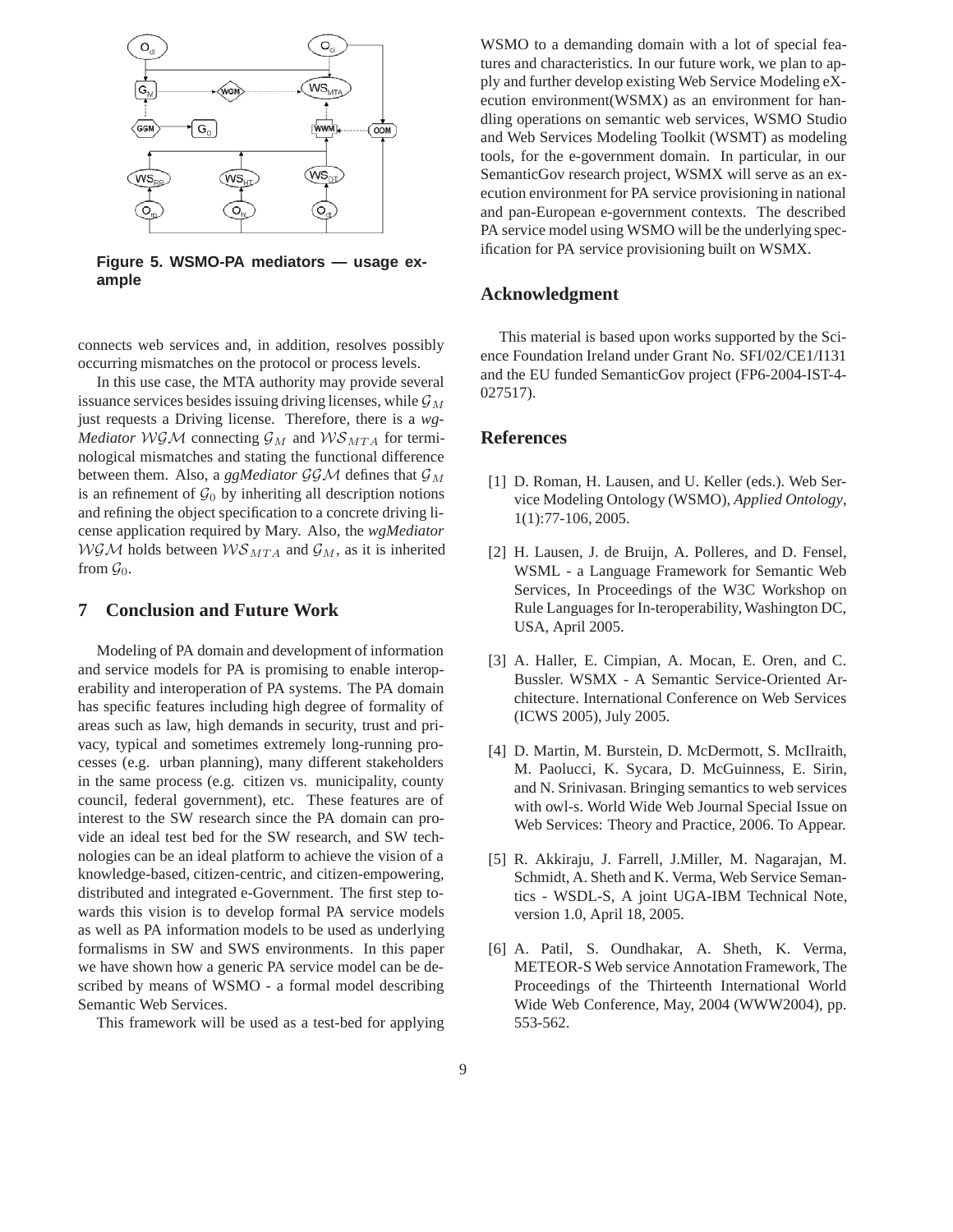Figure 5. WSMO-PA mediators — usage example

connects web services and, in addition, resolves possibly occurring mismatches on the protocol or process levels.

In this use case, the MTA authority may provide several issuance services besides issuing driving licenses, while $\mathcal{G}_M$ just requests a Driving license. Therefore, there is a *wg-Mediator* $\mathcal{WGM}$ connecting $\mathcal{G}_M$ and $\mathcal{WS}_{MTA}$ for terminological mismatches and stating the functional difference between them. Also, a *ggMediator* $\mathcal{GGM}$ defines that $\mathcal{G}_M$ is an refinement of $\mathcal{G}_0$ by inheriting all description notions and refining the object specification to a concrete driving license application required by Mary. Also, the *wgMediator* $\mathcal{WGM}$ holds between $\mathcal{WS}_{MTA}$ and $\mathcal{G}_M$, as it is inherited from $\mathcal{G}_0$.

## 7 Conclusion and Future Work

Modeling of PA domain and development of information and service models for PA is promising to enable interoperability and interoperation of PA systems. The PA domain has specific features including high degree of formality of areas such as law, high demands in security, trust and privacy, typical and sometimes extremely long-running processes (e.g. urban planning), many different stakeholders in the same process (e.g. citizen vs. municipality, county council, federal government), etc. These features are of interest to the SW research since the PA domain can provide an ideal test bed for the SW research, and SW technologies can be an ideal platform to achieve the vision of a knowledge-based, citizen-centric, and citizen-empowering, distributed and integrated e-Government. The first step towards this vision is to develop formal PA service models as well as PA information models to be used as underlying formalisms in SW and SWS environments. In this paper we have shown how a generic PA service model can be described by means of WSMO - a formal model describing Semantic Web Services.

This framework will be used as a test-bed for applying WSMO to a demanding domain with a lot of special features and characteristics. In our future work, we plan to apply and further develop existing Web Service Modeling eXecution environment(WSMX) as an environment for handling operations on semantic web services, WSMO Studio and Web Services Modeling Toolkit (WSMT) as modeling tools, for the e-government domain. In particular, in our SemanticGov research project, WSMX will serve as an execution environment for PA service provisioning in national and pan-European e-government contexts. The described PA service model using WSMO will be the underlying specification for PA service provisioning built on WSMX.

## Acknowledgment

This material is based upon works supported by the Science Foundation Ireland under Grant No. SFI/02/CE1/I131 and the EU funded SemanticGov project (FP6-2004-IST-4-027517).

## References

[1] D. Roman, H. Lausen, and U. Keller (eds.). Web Service Modeling Ontology (WSMO), *Applied Ontology*, 1(1):77-106, 2005.

[2] H. Lausen, J. de Bruijn, A. Polleres, and D. Fensel, WSML - a Language Framework for Semantic Web Services, In Proceedings of the W3C Workshop on Rule Languages for In-teroperability, Washington DC, USA, April 2005.

[3] A. Haller, E. Cimpian, A. Mocan, E. Oren, and C. Bussler. WSMX - A Semantic Service-Oriented Architecture. International Conference on Web Services (ICWS 2005), July 2005.

[4] D. Martin, M. Burstein, D. McDermott, S. McIlraith, M. Paolucci, K. Sycara, D. McGuinness, E. Sirin, and N. Srinivasan. Bringing semantics to web services with owl-s. World Wide Web Journal Special Issue on Web Services: Theory and Practice, 2006. To Appear.

[5] R. Akkiraju, J. Farrell, J.Miller, M. Nagarajan, M. Schmidt, A. Sheth and K. Verma, Web Service Semantics - WSDL-S, A joint UGA-IBM Technical Note, version 1.0, April 18, 2005.

[6] A. Patil, S. Oundhakar, A. Sheth, K. Verma, METEOR-S Web service Annotation Framework, The Proceedings of the Thirteenth International World Wide Web Conference, May, 2004 (WWW2004), pp. 553-562.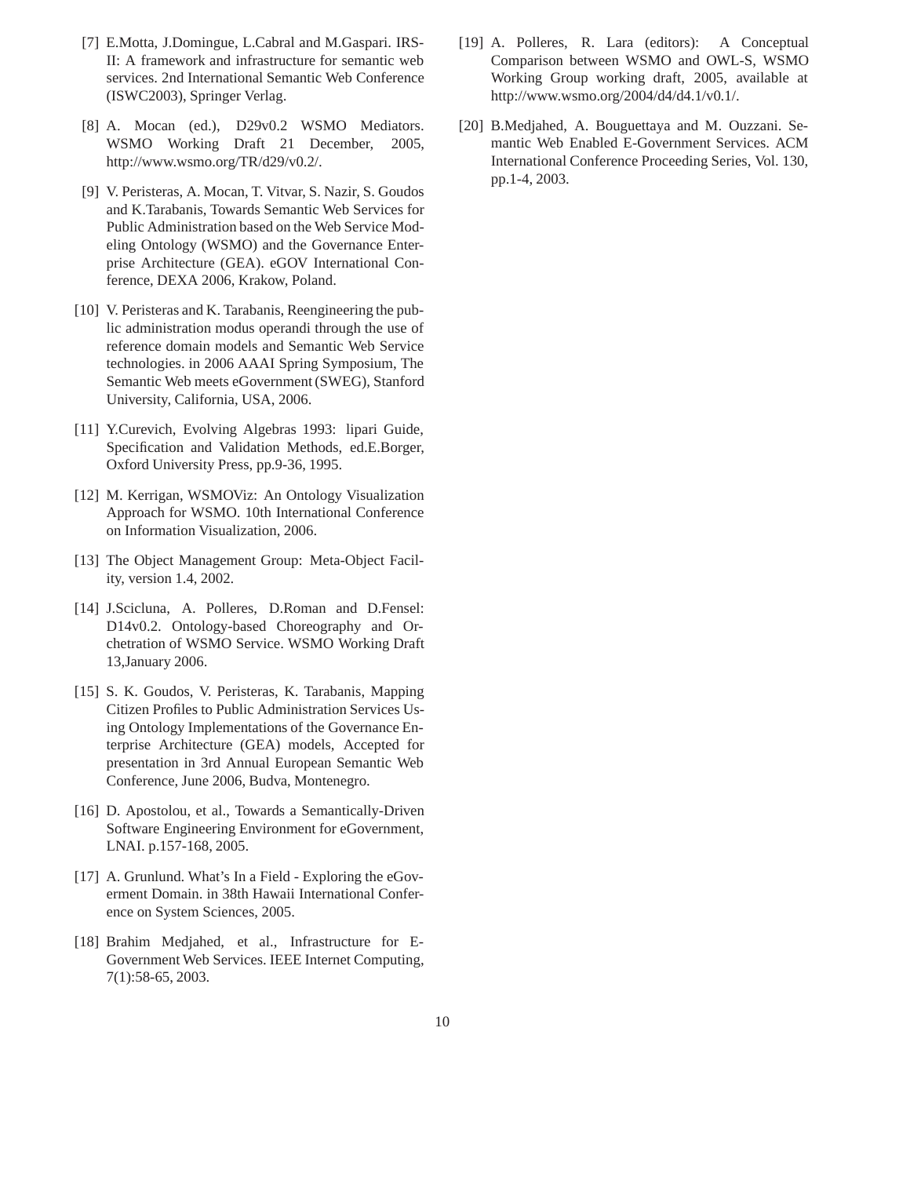[7] E.Motta, J.Domingue, L.Cabral and M.Gaspari. IRS-II: A framework and infrastructure for semantic web services. 2nd International Semantic Web Conference (ISWC2003), Springer Verlag.

[8] A. Mocan (ed.), D29v0.2 WSMO Mediators. WSMO Working Draft 21 December, 2005, http://www.wsmo.org/TR/d29/v0.2/.

[9] V. Peristeras, A. Mocan, T. Vitvar, S. Nazir, S. Goudos and K.Tarabanis, Towards Semantic Web Services for Public Administration based on the Web Service Modeling Ontology (WSMO) and the Governance Enterprise Architecture (GEA). eGOV International Conference, DEXA 2006, Krakow, Poland.

[10] V. Peristeras and K. Tarabanis, Reengineering the public administration modus operandi through the use of reference domain models and Semantic Web Service technologies. in 2006 AAAI Spring Symposium, The Semantic Web meets eGovernment (SWEG), Stanford University, California, USA, 2006.

[11] Y.Curevich, Evolving Algebras 1993: lipari Guide, Specification and Validation Methods, ed.E.Borger, Oxford University Press, pp.9-36, 1995.

[12] M. Kerrigan, WSMOViz: An Ontology Visualization Approach for WSMO. 10th International Conference on Information Visualization, 2006.

[13] The Object Management Group: Meta-Object Facility, version 1.4, 2002.

[14] J.Scicluna, A. Polleres, D.Roman and D.Fensel: D14v0.2. Ontology-based Choreography and Orchetration of WSMO Service. WSMO Working Draft 13,January 2006.

[15] S. K. Goudos, V. Peristeras, K. Tarabanis, Mapping Citizen Profiles to Public Administration Services Using Ontology Implementations of the Governance Enterprise Architecture (GEA) models, Accepted for presentation in 3rd Annual European Semantic Web Conference, June 2006, Budva, Montenegro.

[16] D. Apostolou, et al., Towards a Semantically-Driven Software Engineering Environment for eGovernment, LNAI. p.157-168, 2005.

[17] A. Grunlund. What's In a Field - Exploring the eGoverment Domain. in 38th Hawaii International Conference on System Sciences, 2005.

[18] Brahim Medjahed, et al., Infrastructure for E-Government Web Services. IEEE Internet Computing, 7(1):58-65, 2003.

[19] A. Polleres, R. Lara (editors): A Conceptual Comparison between WSMO and OWL-S, WSMO Working Group working draft, 2005, available at http://www.wsmo.org/2004/d4/d4.1/v0.1/.

[20] B.Medjahed, A. Bouguettaya and M. Ouzzani. Semantic Web Enabled E-Government Services. ACM International Conference Proceeding Series, Vol. 130, pp.1-4, 2003.